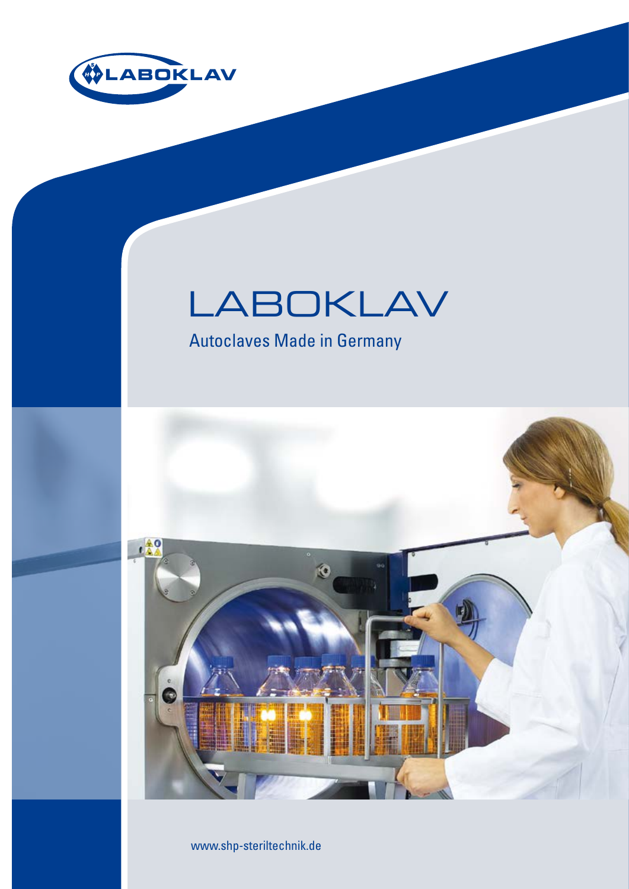# LABOKLAV

## Autoclaves Made in Germany

www.shp-steriltechnik.de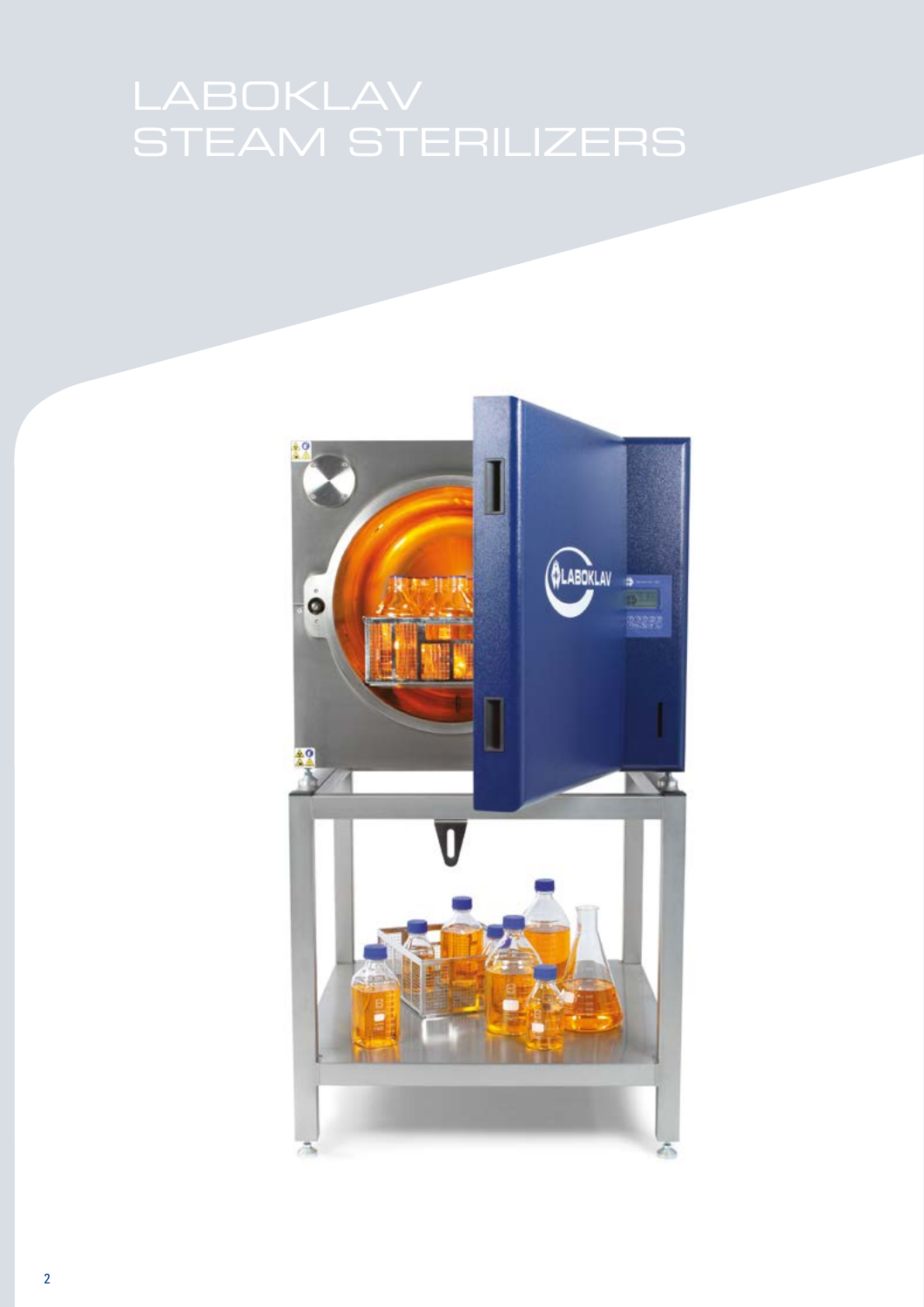# LABOKLAV STEAM STERILIZERS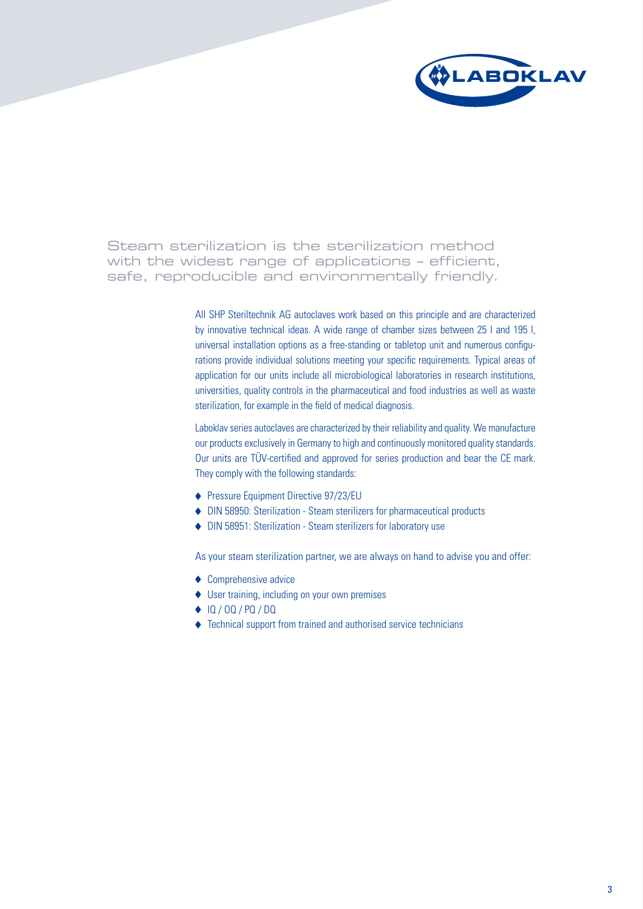## Steam sterilization is the sterilization method with the widest range of applications – efficient, safe, reproducible and environmentally friendly.

All SHP Steriltechnik AG autoclaves work based on this principle and are characterized by innovative technical ideas. A wide range of chamber sizes between 25 l and 195 l, universal installation options as a free-standing or tabletop unit and numerous configurations provide individual solutions meeting your specific requirements. Typical areas of application for our units include all microbiological laboratories in research institutions, universities, quality controls in the pharmaceutical and food industries as well as waste sterilization, for example in the field of medical diagnosis.

Laboklav series autoclaves are characterized by their reliability and quality. We manufacture our products exclusively in Germany to high and continuously monitored quality standards. Our units are TÜV-certified and approved for series production and bear the CE mark. They comply with the following standards:

- Pressure Equipment Directive 97/23/EU
- DIN 58950: Sterilization - Steam sterilizers for pharmaceutical products
- DIN 58951: Sterilization - Steam sterilizers for laboratory use

As your steam sterilization partner, we are always on hand to advise you and offer:

- Comprehensive advice
- User training, including on your own premises
- IQ / OQ / PQ / DQ
- Technical support from trained and authorised service technicians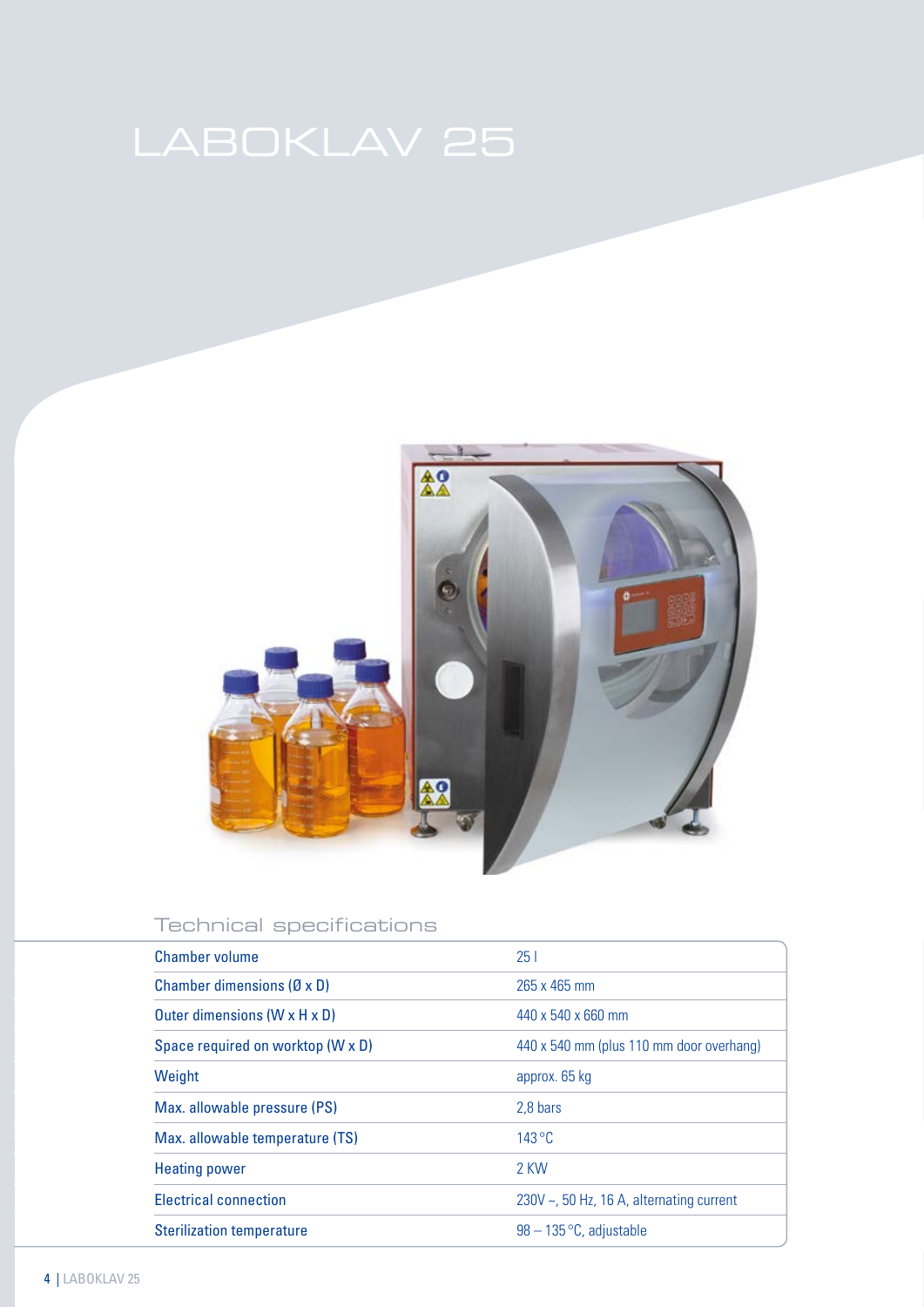# LABOKLAV 25

## Technical specifications

| | |
|---|---|
| Chamber volume | 25 l |
| Chamber dimensions (Ø x D) | 265 x 465 mm |
| Outer dimensions (W x H x D) | 440 x 540 x 660 mm |
| Space required on worktop (W x D) | 440 x 540 mm (plus 110 mm door overhang) |
| Weight | approx. 65 kg |
| Max. allowable pressure (PS) | 2,8 bars |
| Max. allowable temperature (TS) | 143 °C |
| Heating power | 2 KW |
| Electrical connection | 230V ~, 50 Hz, 16 A, alternating current |
| Sterilization temperature | 98 – 135 °C, adjustable |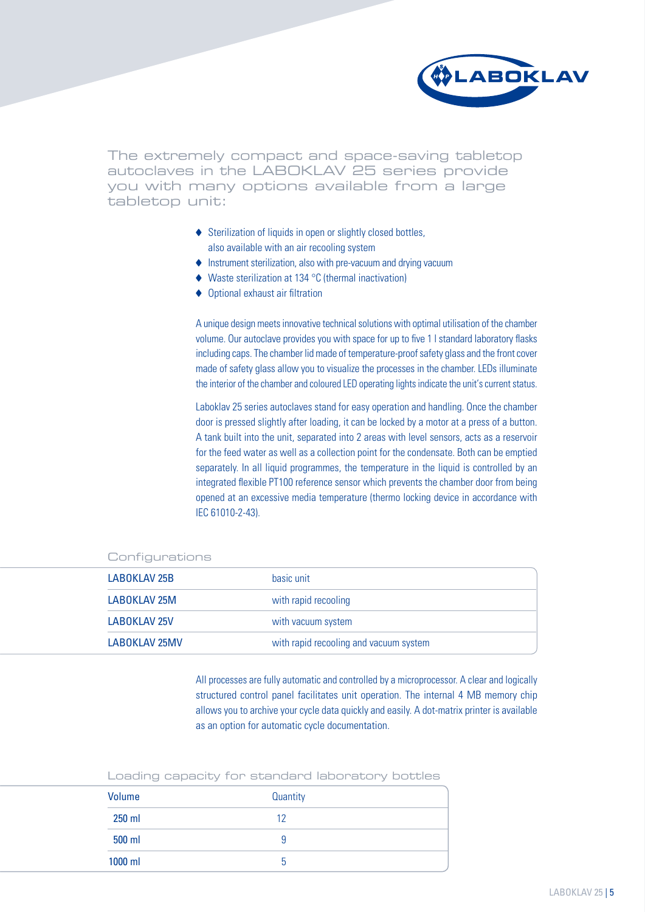The extremely compact and space-saving tabletop autoclaves in the LABOKLAV 25 series provide you with many options available from a large tabletop unit:

- Sterilization of liquids in open or slightly closed bottles, also available with an air recooling system
- Instrument sterilization, also with pre-vacuum and drying vacuum
- Waste sterilization at 134 °C (thermal inactivation)
- Optional exhaust air filtration

A unique design meets innovative technical solutions with optimal utilisation of the chamber volume. Our autoclave provides you with space for up to five 1 l standard laboratory flasks including caps. The chamber lid made of temperature-proof safety glass and the front cover made of safety glass allow you to visualize the processes in the chamber. LEDs illuminate the interior of the chamber and coloured LED operating lights indicate the unit's current status.

Laboklav 25 series autoclaves stand for easy operation and handling. Once the chamber door is pressed slightly after loading, it can be locked by a motor at a press of a button. A tank built into the unit, separated into 2 areas with level sensors, acts as a reservoir for the feed water as well as a collection point for the condensate. Both can be emptied separately. In all liquid programmes, the temperature in the liquid is controlled by an integrated flexible PT100 reference sensor which prevents the chamber door from being opened at an excessive media temperature (thermo locking device in accordance with IEC 61010-2-43).

## Configurations

| | |
|---|---|
| LABOKLAV 25B | basic unit |
| LABOKLAV 25M | with rapid recooling |
| LABOKLAV 25V | with vacuum system |
| LABOKLAV 25MV | with rapid recooling and vacuum system |

All processes are fully automatic and controlled by a microprocessor. A clear and logically structured control panel facilitates unit operation. The internal 4 MB memory chip allows you to archive your cycle data quickly and easily. A dot-matrix printer is available as an option for automatic cycle documentation.

## Loading capacity for standard laboratory bottles

| Volume | Quantity |
|---|---|
| 250 ml | 12 |
| 500 ml | 9 |
| 1000 ml | 5 |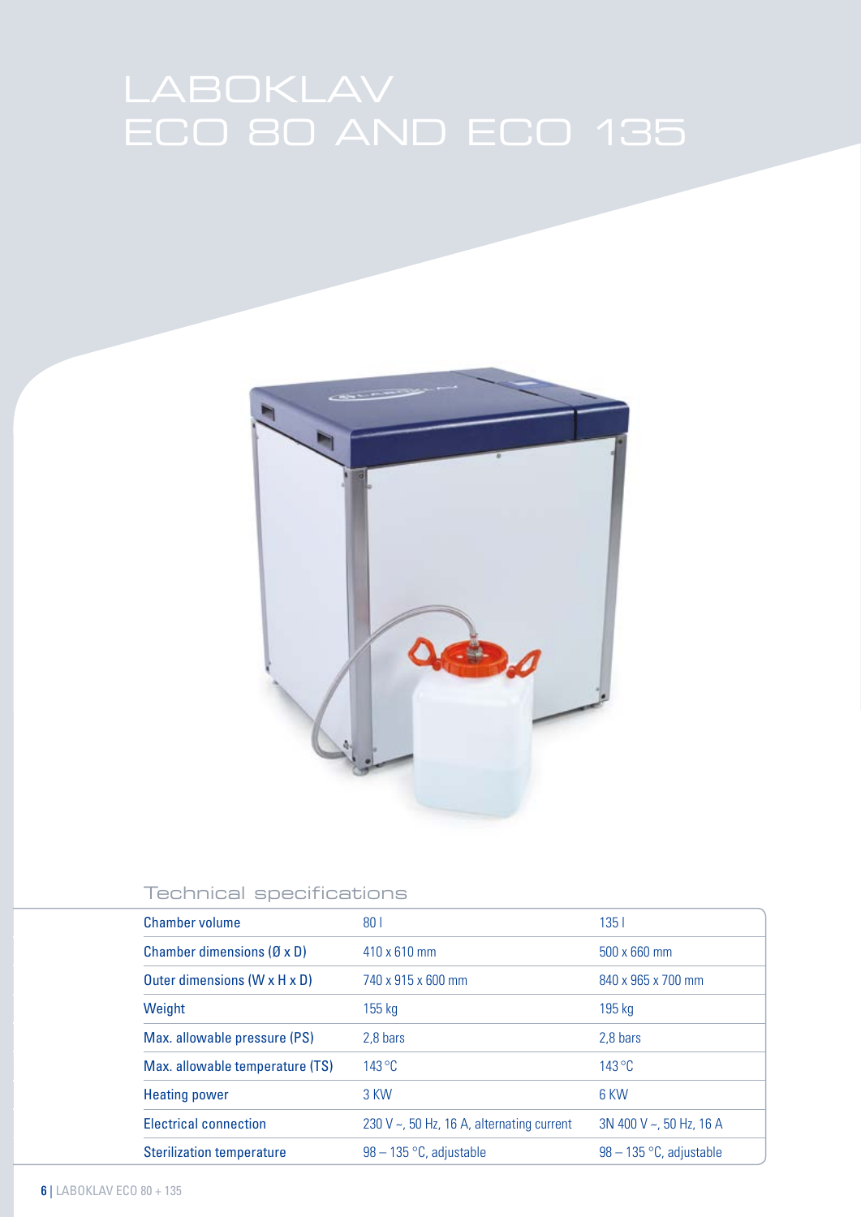# LABOKLAV ECO 80 AND ECO 135

## Technical specifications

| | | |
|---|---|---|
| Chamber volume | 80 l | 135 l |
| Chamber dimensions (Ø x D) | 410 x 610 mm | 500 x 660 mm |
| Outer dimensions (W x H x D) | 740 x 915 x 600 mm | 840 x 965 x 700 mm |
| Weight | 155 kg | 195 kg |
| Max. allowable pressure (PS) | 2,8 bars | 2,8 bars |
| Max. allowable temperature (TS) | 143 °C | 143 °C |
| Heating power | 3 KW | 6 KW |
| Electrical connection | 230 V ~, 50 Hz, 16 A, alternating current | 3N 400 V ~, 50 Hz, 16 A |
| Sterilization temperature | 98 – 135 °C, adjustable | 98 – 135 °C, adjustable |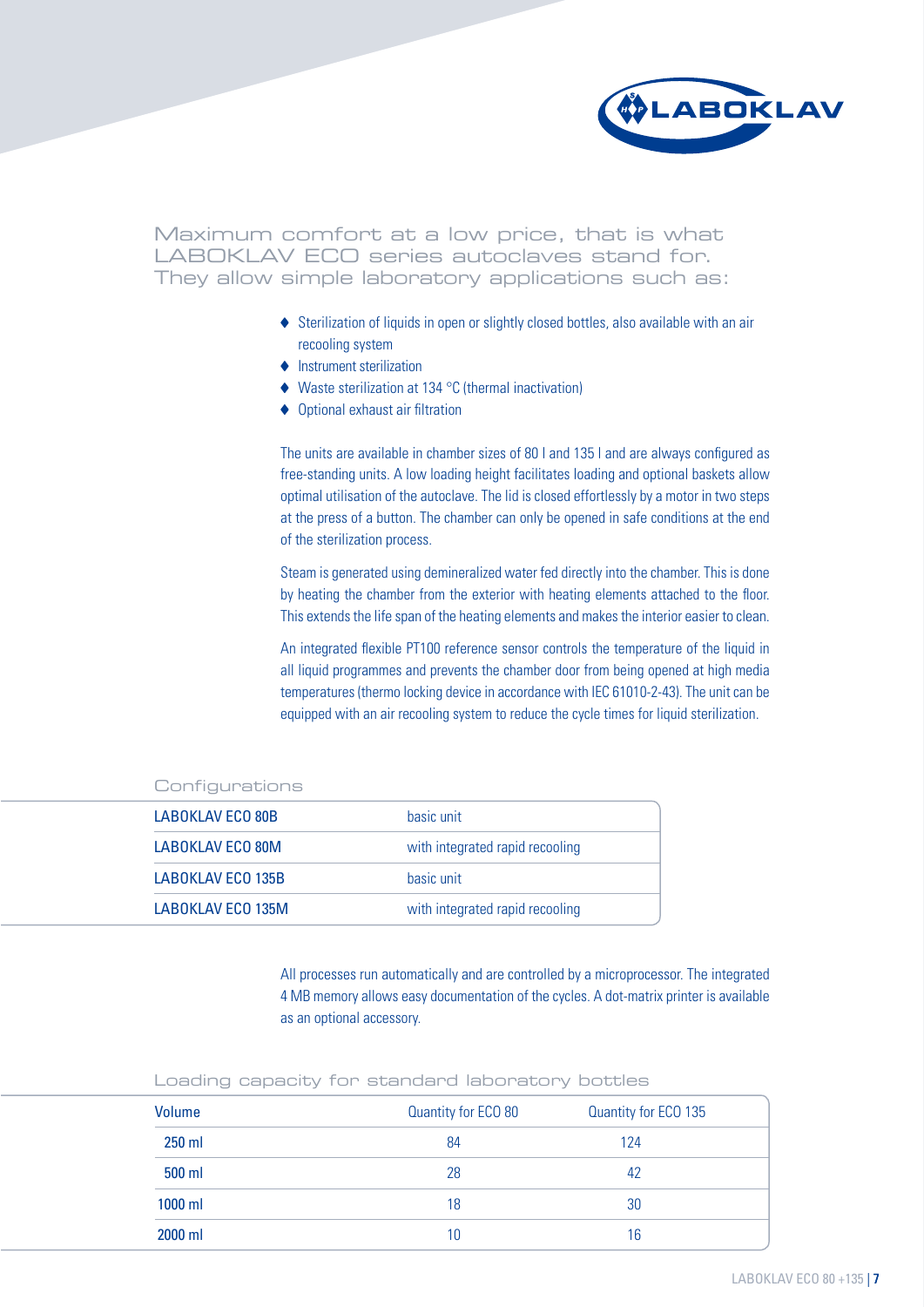Maximum comfort at a low price, that is what LABOKLAV ECO series autoclaves stand for. They allow simple laboratory applications such as:

- Sterilization of liquids in open or slightly closed bottles, also available with an air recooling system
- Instrument sterilization
- Waste sterilization at 134 °C (thermal inactivation)
- Optional exhaust air filtration

The units are available in chamber sizes of 80 l and 135 l and are always configured as free-standing units. A low loading height facilitates loading and optional baskets allow optimal utilisation of the autoclave. The lid is closed effortlessly by a motor in two steps at the press of a button. The chamber can only be opened in safe conditions at the end of the sterilization process.

Steam is generated using demineralized water fed directly into the chamber. This is done by heating the chamber from the exterior with heating elements attached to the floor. This extends the life span of the heating elements and makes the interior easier to clean.

An integrated flexible PT100 reference sensor controls the temperature of the liquid in all liquid programmes and prevents the chamber door from being opened at high media temperatures (thermo locking device in accordance with IEC 61010-2-43). The unit can be equipped with an air recooling system to reduce the cycle times for liquid sterilization.

## Configurations

| | |
|---|---|
| LABOKLAV ECO 80B | basic unit |
| LABOKLAV ECO 80M | with integrated rapid recooling |
| LABOKLAV ECO 135B | basic unit |
| LABOKLAV ECO 135M | with integrated rapid recooling |

All processes run automatically and are controlled by a microprocessor. The integrated 4 MB memory allows easy documentation of the cycles. A dot-matrix printer is available as an optional accessory.

## Loading capacity for standard laboratory bottles

| Volume | Quantity for ECO 80 | Quantity for ECO 135 |
|---|---|---|
| 250 ml | 84 | 124 |
| 500 ml | 28 | 42 |
| 1000 ml | 18 | 30 |
| 2000 ml | 10 | 16 |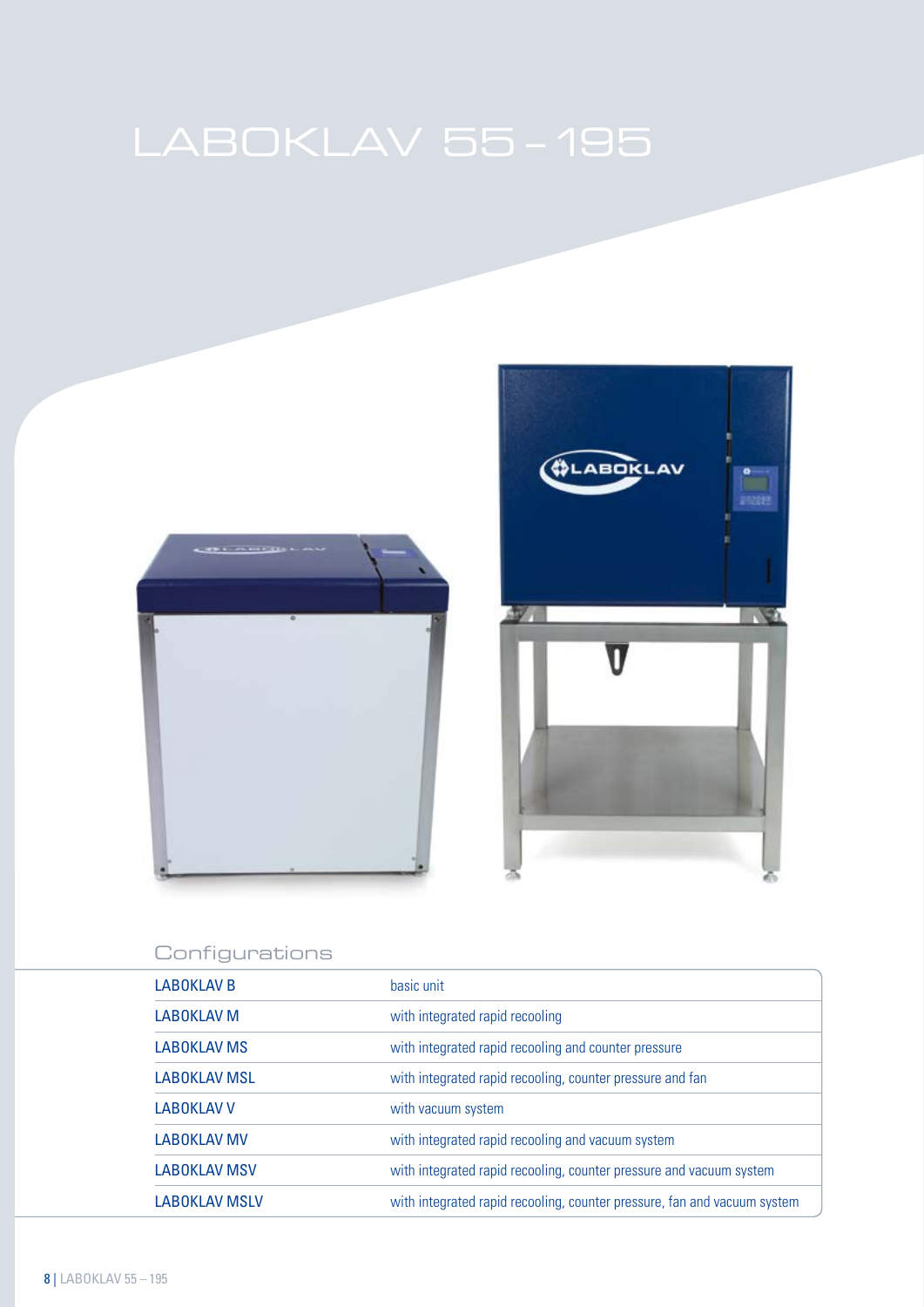# LABOKLAV 55 – 195

## Configurations

| | |
|---|---|
| LABOKLAV B | basic unit |
| LABOKLAV M | with integrated rapid recooling |
| LABOKLAV MS | with integrated rapid recooling and counter pressure |
| LABOKLAV MSL | with integrated rapid recooling, counter pressure and fan |
| LABOKLAV V | with vacuum system |
| LABOKLAV MV | with integrated rapid recooling and vacuum system |
| LABOKLAV MSV | with integrated rapid recooling, counter pressure and vacuum system |
| LABOKLAV MSLV | with integrated rapid recooling, counter pressure, fan and vacuum system |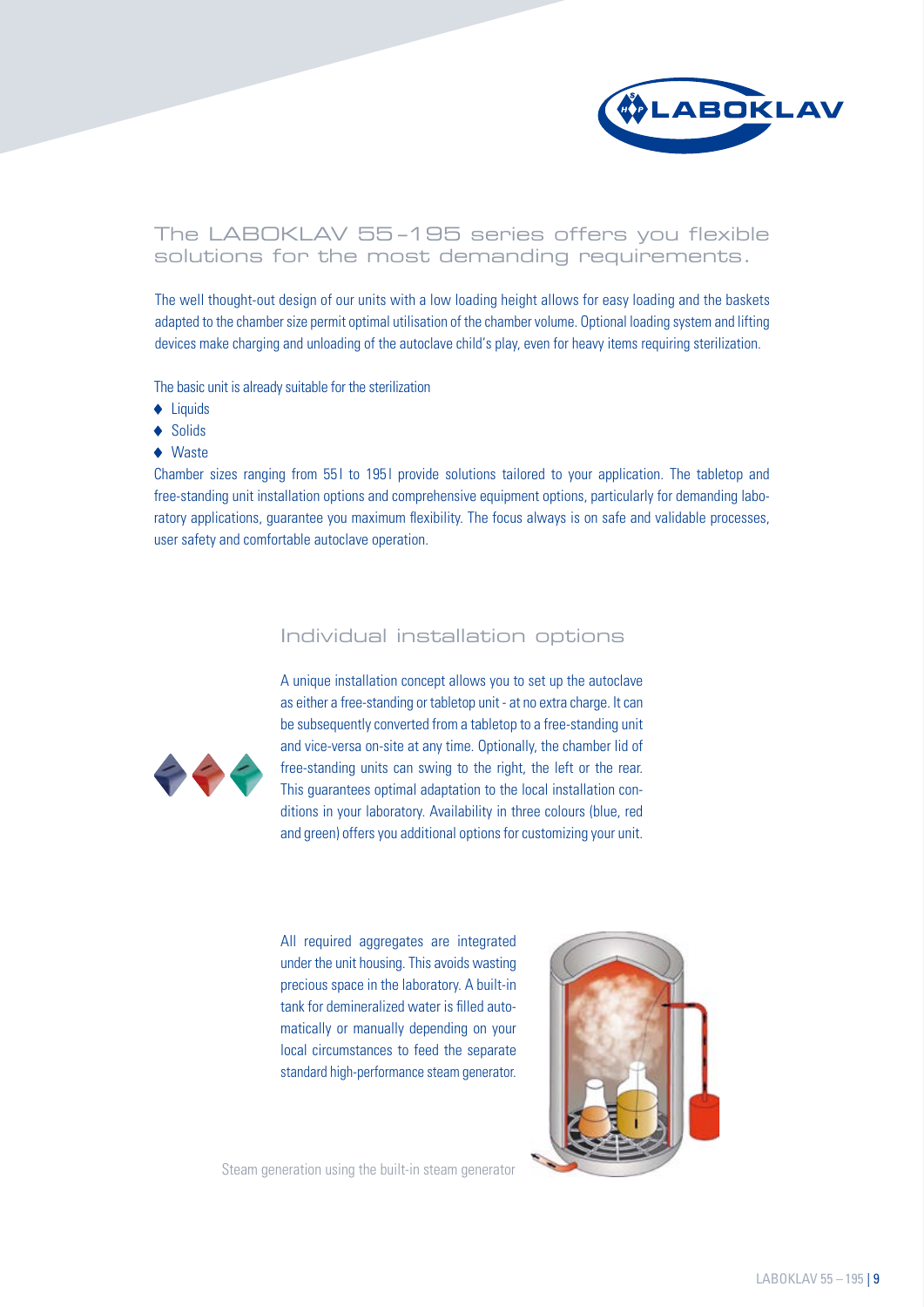## The LABOKLAV 55 – 195 series offers you flexible solutions for the most demanding requirements.

The well thought-out design of our units with a low loading height allows for easy loading and the baskets adapted to the chamber size permit optimal utilisation of the chamber volume. Optional loading system and lifting devices make charging and unloading of the autoclave child's play, even for heavy items requiring sterilization.

The basic unit is already suitable for the sterilization

- Liquids
- Solids
- Waste

Chamber sizes ranging from 55 l to 195 l provide solutions tailored to your application. The tabletop and free-standing unit installation options and comprehensive equipment options, particularly for demanding laboratory applications, guarantee you maximum flexibility. The focus always is on safe and validable processes, user safety and comfortable autoclave operation.

### Individual installation options

A unique installation concept allows you to set up the autoclave as either a free-standing or tabletop unit - at no extra charge. It can be subsequently converted from a tabletop to a free-standing unit and vice-versa on-site at any time. Optionally, the chamber lid of free-standing units can swing to the right, the left or the rear. This guarantees optimal adaptation to the local installation conditions in your laboratory. Availability in three colours (blue, red and green) offers you additional options for customizing your unit.

All required aggregates are integrated under the unit housing. This avoids wasting precious space in the laboratory. A built-in tank for demineralized water is filled automatically or manually depending on your local circumstances to feed the separate standard high-performance steam generator.

Steam generation using the built-in steam generator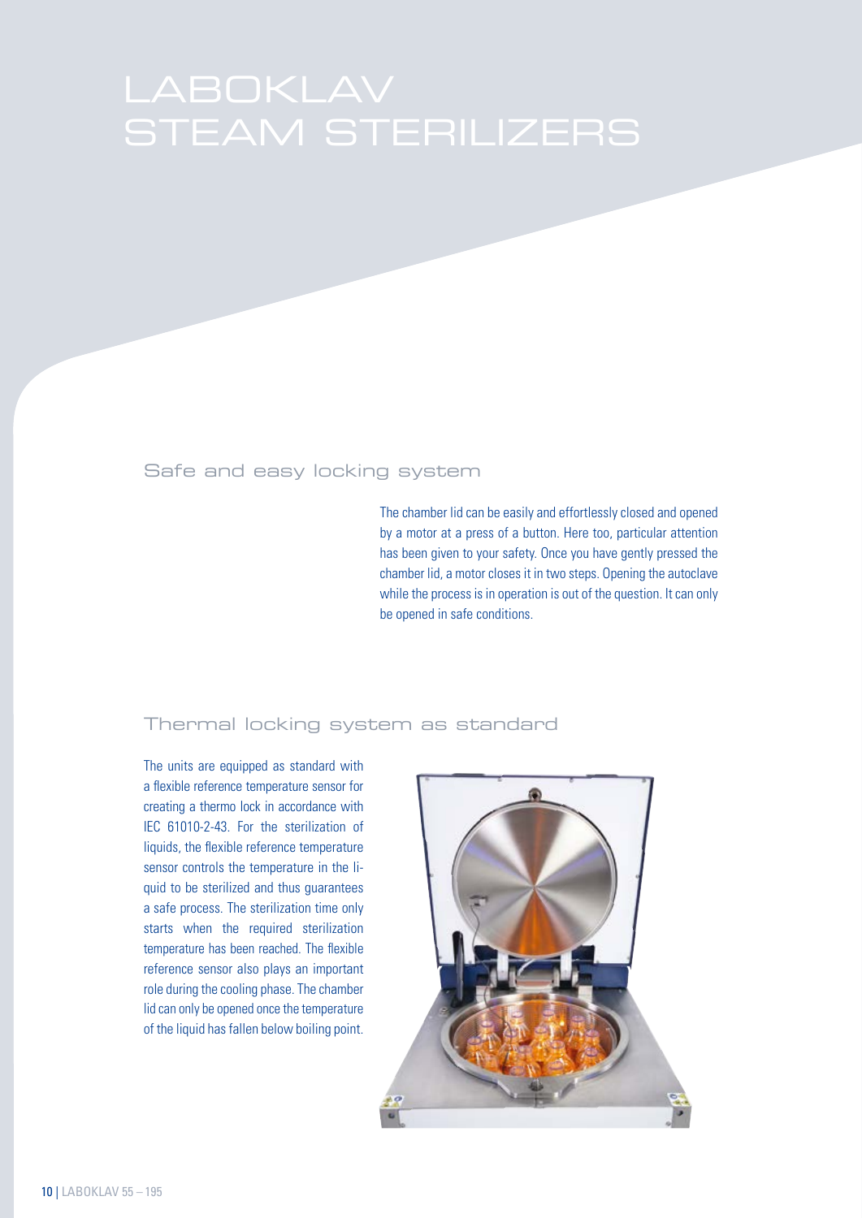# LABOKLAV STEAM STERILIZERS

## Safe and easy locking system

The chamber lid can be easily and effortlessly closed and opened by a motor at a press of a button. Here too, particular attention has been given to your safety. Once you have gently pressed the chamber lid, a motor closes it in two steps. Opening the autoclave while the process is in operation is out of the question. It can only be opened in safe conditions.

## Thermal locking system as standard

The units are equipped as standard with a flexible reference temperature sensor for creating a thermo lock in accordance with IEC 61010-2-43. For the sterilization of liquids, the flexible reference temperature sensor controls the temperature in the liquid to be sterilized and thus guarantees a safe process. The sterilization time only starts when the required sterilization temperature has been reached. The flexible reference sensor also plays an important role during the cooling phase. The chamber lid can only be opened once the temperature of the liquid has fallen below boiling point.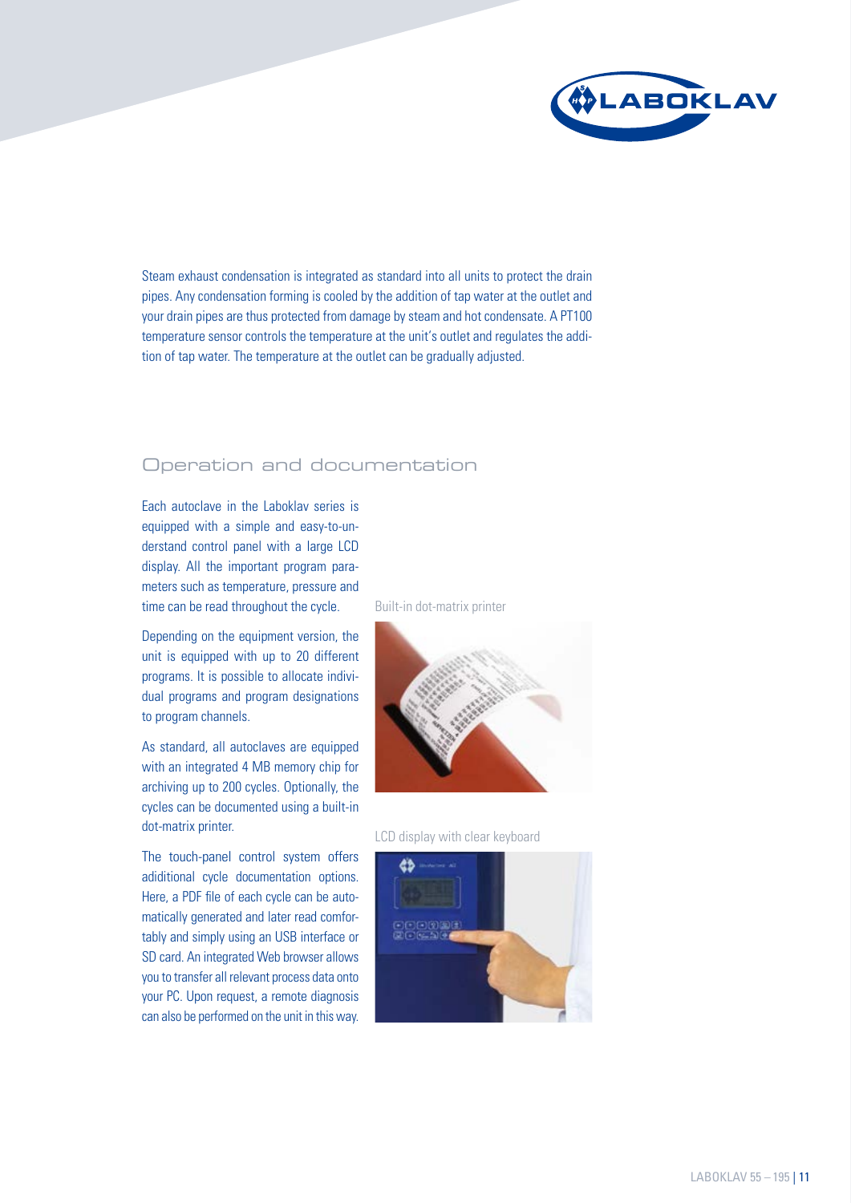Steam exhaust condensation is integrated as standard into all units to protect the drain pipes. Any condensation forming is cooled by the addition of tap water at the outlet and your drain pipes are thus protected from damage by steam and hot condensate. A PT100 temperature sensor controls the temperature at the unit's outlet and regulates the addition of tap water. The temperature at the outlet can be gradually adjusted.

## Operation and documentation

Each autoclave in the Laboklav series is equipped with a simple and easy-to-understand control panel with a large LCD display. All the important program parameters such as temperature, pressure and time can be read throughout the cycle.

Depending on the equipment version, the unit is equipped with up to 20 different programs. It is possible to allocate individual programs and program designations to program channels.

As standard, all autoclaves are equipped with an integrated 4 MB memory chip for archiving up to 200 cycles. Optionally, the cycles can be documented using a built-in dot-matrix printer.

The touch-panel control system offers adiditional cycle documentation options. Here, a PDF file of each cycle can be automatically generated and later read comfortably and simply using an USB interface or SD card. An integrated Web browser allows you to transfer all relevant process data onto your PC. Upon request, a remote diagnosis can also be performed on the unit in this way.

Built-in dot-matrix printer

LCD display with clear keyboard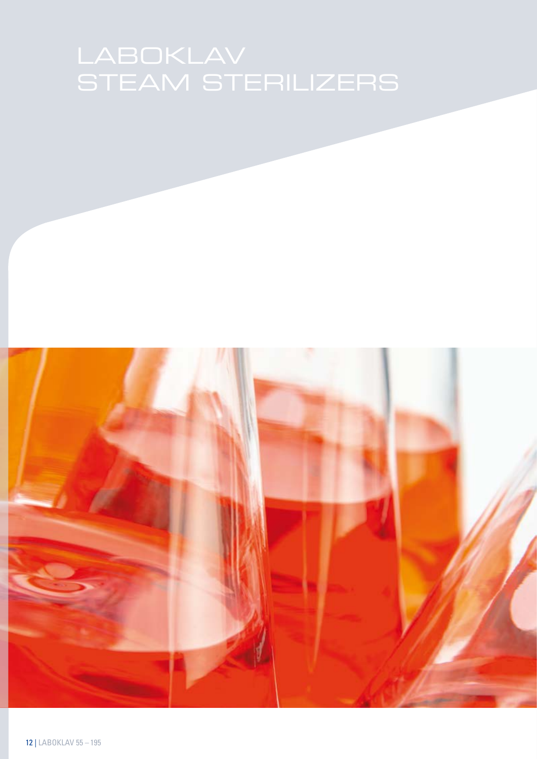# LABOKLAV STEAM STERILIZERS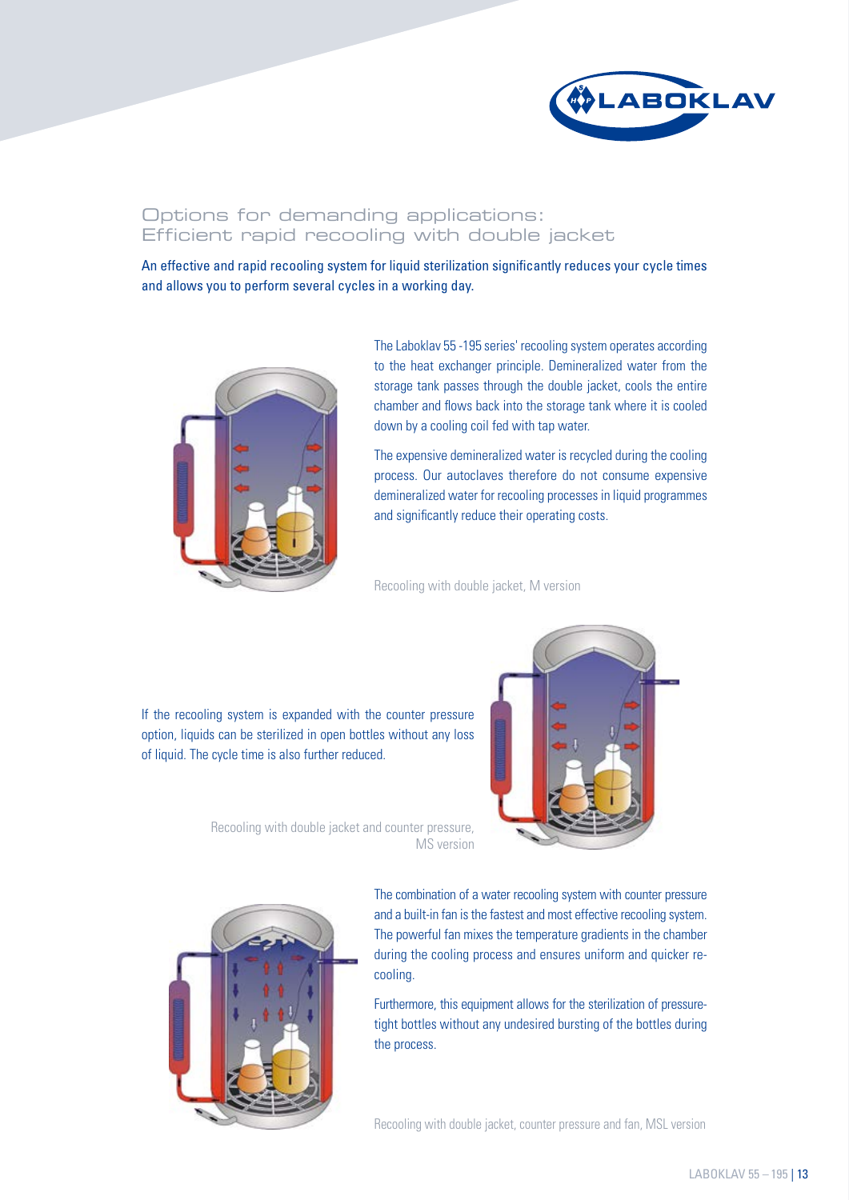## Options for demanding applications: Efficient rapid recooling with double jacket

An effective and rapid recooling system for liquid sterilization significantly reduces your cycle times and allows you to perform several cycles in a working day.

The Laboklav 55 -195 series' recooling system operates according to the heat exchanger principle. Demineralized water from the storage tank passes through the double jacket, cools the entire chamber and flows back into the storage tank where it is cooled down by a cooling coil fed with tap water.

The expensive demineralized water is recycled during the cooling process. Our autoclaves therefore do not consume expensive demineralized water for recooling processes in liquid programmes and significantly reduce their operating costs.

Recooling with double jacket, M version

If the recooling system is expanded with the counter pressure option, liquids can be sterilized in open bottles without any loss of liquid. The cycle time is also further reduced.

Recooling with double jacket and counter pressure, MS version

The combination of a water recooling system with counter pressure and a built-in fan is the fastest and most effective recooling system. The powerful fan mixes the temperature gradients in the chamber during the cooling process and ensures uniform and quicker re-cooling.

Furthermore, this equipment allows for the sterilization of pressure-tight bottles without any undesired bursting of the bottles during the process.

Recooling with double jacket, counter pressure and fan, MSL version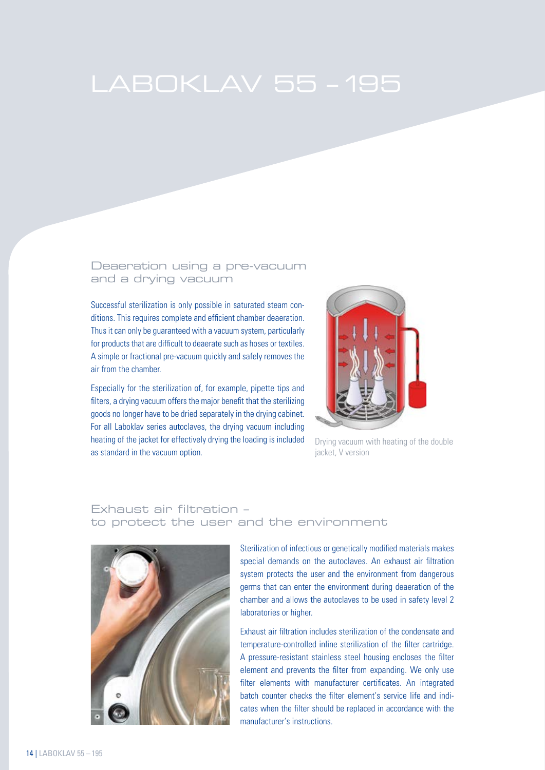# LABOKLAV 55 – 195

## Deaeration using a pre-vacuum and a drying vacuum

Successful sterilization is only possible in saturated steam conditions. This requires complete and efficient chamber deaeration. Thus it can only be guaranteed with a vacuum system, particularly for products that are difficult to deaerate such as hoses or textiles. A simple or fractional pre-vacuum quickly and safely removes the air from the chamber.

Especially for the sterilization of, for example, pipette tips and filters, a drying vacuum offers the major benefit that the sterilizing goods no longer have to be dried separately in the drying cabinet. For all Laboklav series autoclaves, the drying vacuum including heating of the jacket for effectively drying the loading is included as standard in the vacuum option.

Drying vacuum with heating of the double jacket, V version

## Exhaust air filtration – to protect the user and the environment

Sterilization of infectious or genetically modified materials makes special demands on the autoclaves. An exhaust air filtration system protects the user and the environment from dangerous germs that can enter the environment during deaeration of the chamber and allows the autoclaves to be used in safety level 2 laboratories or higher.

Exhaust air filtration includes sterilization of the condensate and temperature-controlled inline sterilization of the filter cartridge. A pressure-resistant stainless steel housing encloses the filter element and prevents the filter from expanding. We only use filter elements with manufacturer certificates. An integrated batch counter checks the filter element's service life and indicates when the filter should be replaced in accordance with the manufacturer's instructions.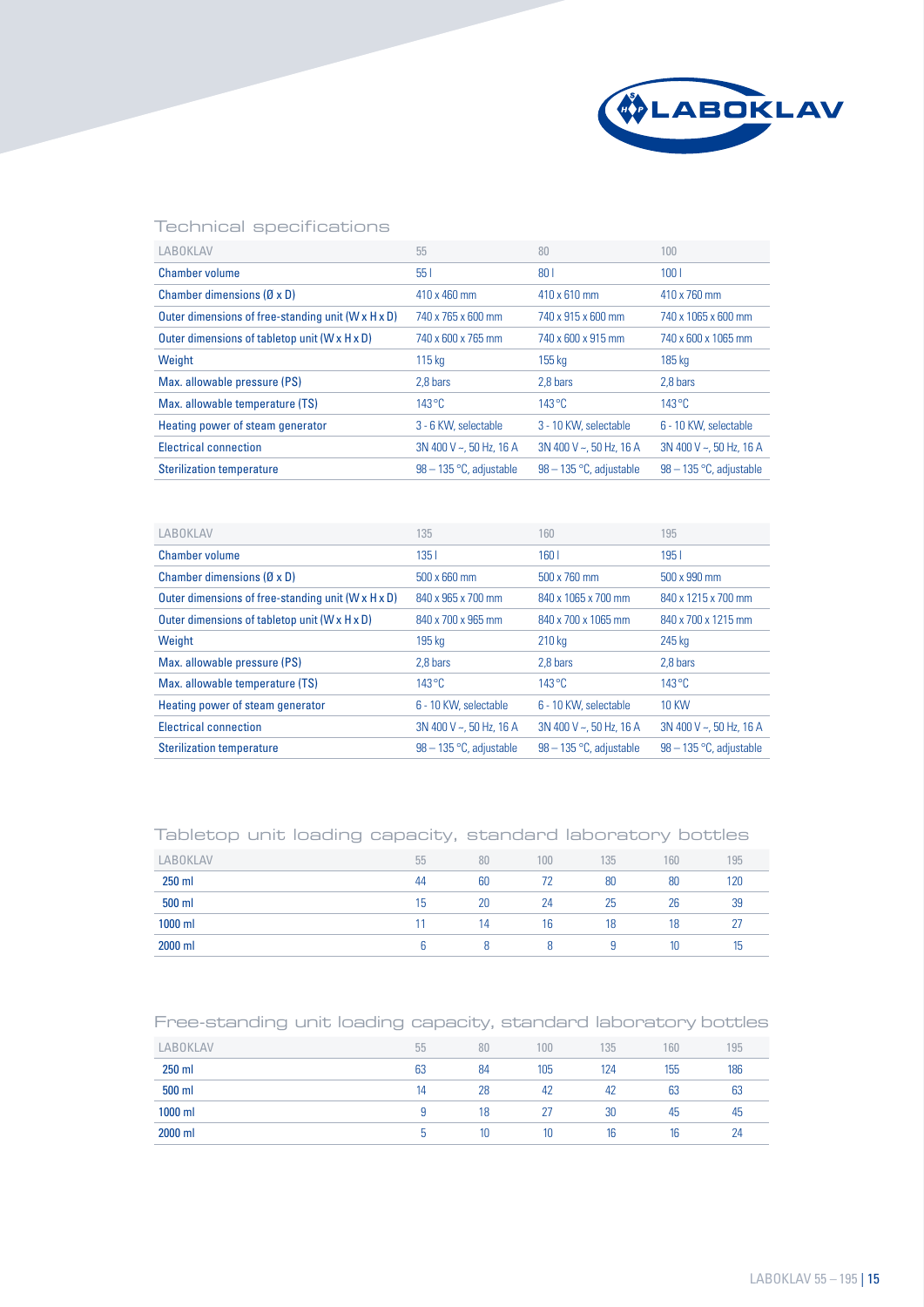## Technical specifications

| LABOKLAV | 55 | 80 | 100 |
|---|---|---|---|
| Chamber volume | 55 l | 80 l | 100 l |
| Chamber dimensions (Ø x D) | 410 x 460 mm | 410 x 610 mm | 410 x 760 mm |
| Outer dimensions of free-standing unit (W x H x D) | 740 x 765 x 600 mm | 740 x 915 x 600 mm | 740 x 1065 x 600 mm |
| Outer dimensions of tabletop unit (W x H x D) | 740 x 600 x 765 mm | 740 x 600 x 915 mm | 740 x 600 x 1065 mm |
| Weight | 115 kg | 155 kg | 185 kg |
| Max. allowable pressure (PS) | 2,8 bars | 2,8 bars | 2,8 bars |
| Max. allowable temperature (TS) | 143 °C | 143 °C | 143 °C |
| Heating power of steam generator | 3 - 6 KW, selectable | 3 - 10 KW, selectable | 6 - 10 KW, selectable |
| Electrical connection | 3N 400 V ~, 50 Hz, 16 A | 3N 400 V ~, 50 Hz, 16 A | 3N 400 V ~, 50 Hz, 16 A |
| Sterilization temperature | 98 – 135 °C, adjustable | 98 – 135 °C, adjustable | 98 – 135 °C, adjustable |

| LABOKLAV | 135 | 160 | 195 |
|---|---|---|---|
| Chamber volume | 135 l | 160 l | 195 l |
| Chamber dimensions (Ø x D) | 500 x 660 mm | 500 x 760 mm | 500 x 990 mm |
| Outer dimensions of free-standing unit (W x H x D) | 840 x 965 x 700 mm | 840 x 1065 x 700 mm | 840 x 1215 x 700 mm |
| Outer dimensions of tabletop unit (W x H x D) | 840 x 700 x 965 mm | 840 x 700 x 1065 mm | 840 x 700 x 1215 mm |
| Weight | 195 kg | 210 kg | 245 kg |
| Max. allowable pressure (PS) | 2,8 bars | 2,8 bars | 2,8 bars |
| Max. allowable temperature (TS) | 143 °C | 143 °C | 143 °C |
| Heating power of steam generator | 6 - 10 KW, selectable | 6 - 10 KW, selectable | 10 KW |
| Electrical connection | 3N 400 V ~, 50 Hz, 16 A | 3N 400 V ~, 50 Hz, 16 A | 3N 400 V ~, 50 Hz, 16 A |
| Sterilization temperature | 98 – 135 °C, adjustable | 98 – 135 °C, adjustable | 98 – 135 °C, adjustable |

## Tabletop unit loading capacity, standard laboratory bottles

| LABOKLAV | 55 | 80 | 100 | 135 | 160 | 195 |
|---|---|---|---|---|---|---|
| 250 ml | 44 | 60 | 72 | 80 | 80 | 120 |
| 500 ml | 15 | 20 | 24 | 25 | 26 | 39 |
| 1000 ml | 11 | 14 | 16 | 18 | 18 | 27 |
| 2000 ml | 6 | 8 | 8 | 9 | 10 | 15 |

## Free-standing unit loading capacity, standard laboratory bottles

| LABOKLAV | 55 | 80 | 100 | 135 | 160 | 195 |
|---|---|---|---|---|---|---|
| 250 ml | 63 | 84 | 105 | 124 | 155 | 186 |
| 500 ml | 14 | 28 | 42 | 42 | 63 | 63 |
| 1000 ml | 9 | 18 | 27 | 30 | 45 | 45 |
| 2000 ml | 5 | 10 | 10 | 16 | 16 | 24 |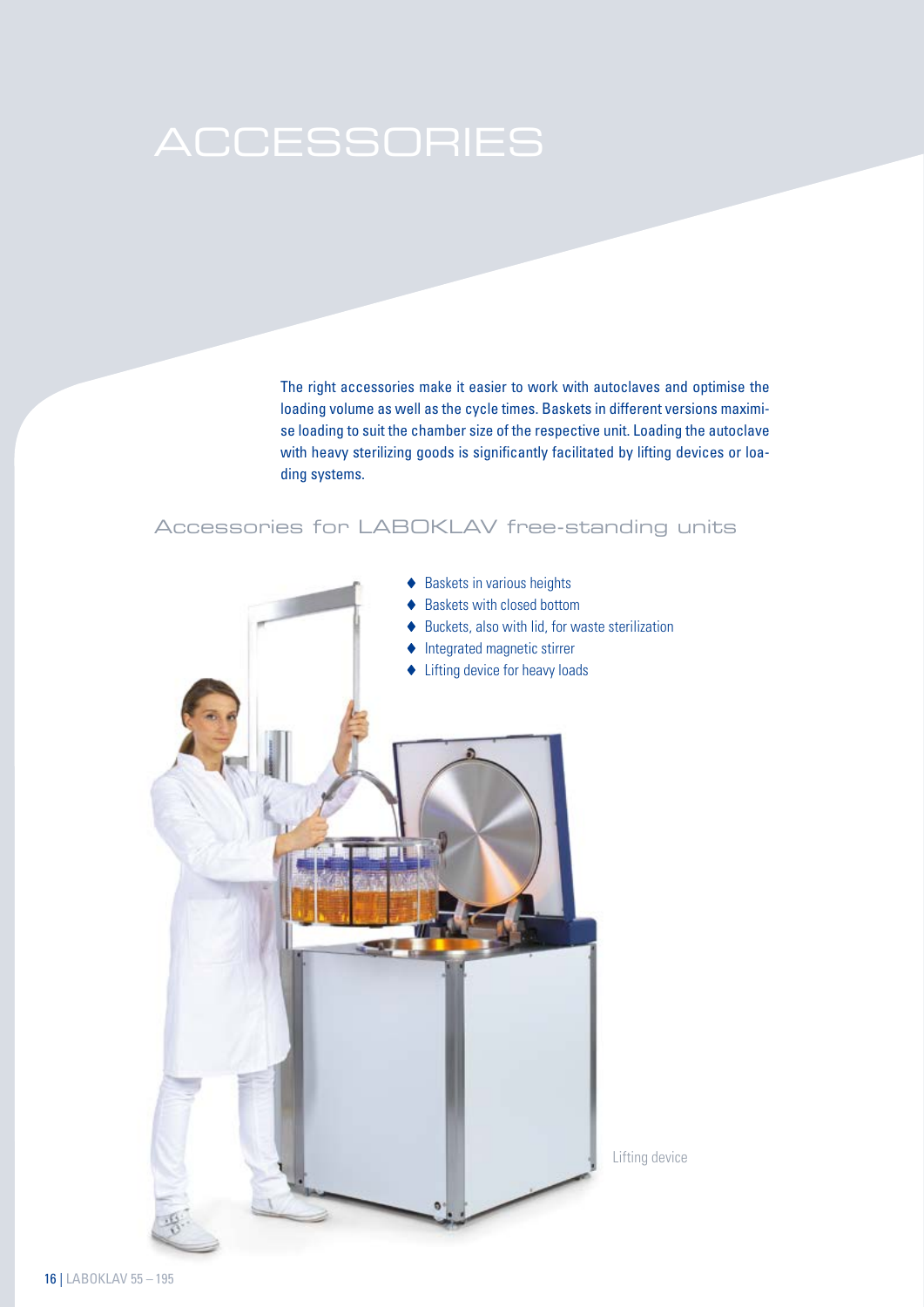# ACCESSORIES

The right accessories make it easier to work with autoclaves and optimise the loading volume as well as the cycle times. Baskets in different versions maximise loading to suit the chamber size of the respective unit. Loading the autoclave with heavy sterilizing goods is significantly facilitated by lifting devices or loading systems.

## Accessories for LABOKLAV free-standing units

- Baskets in various heights
- Baskets with closed bottom
- Buckets, also with lid, for waste sterilization
- Integrated magnetic stirrer
- Lifting device for heavy loads

Lifting device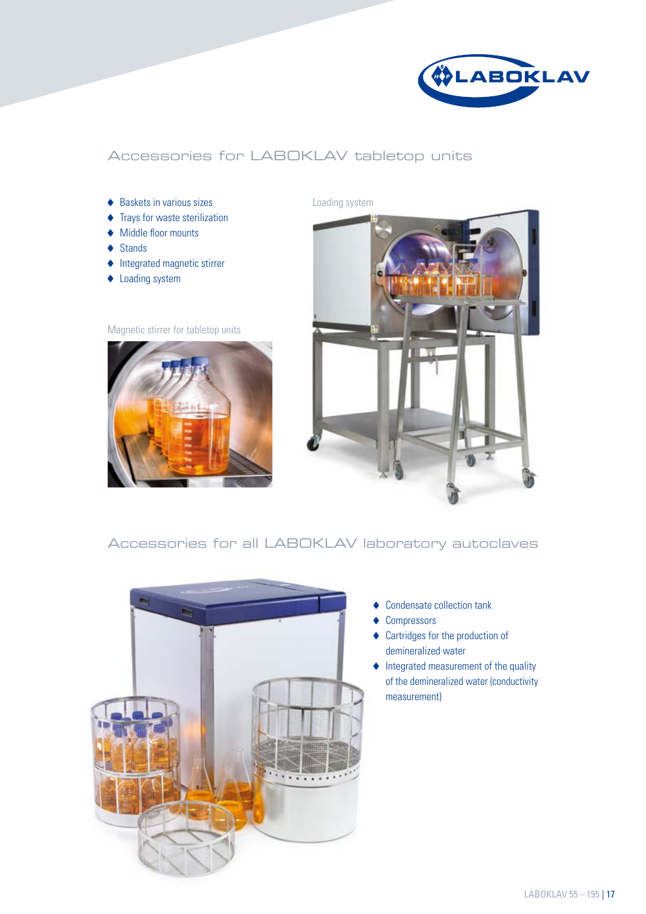## Accessories for LABOKLAV tabletop units

- Baskets in various sizes
- Trays for waste sterilization
- Middle floor mounts
- Stands
- Integrated magnetic stirrer
- Loading system

Loading system

Magnetic stirrer for tabletop units

## Accessories for all LABOKLAV laboratory autoclaves

- Condensate collection tank
- Compressors
- Cartridges for the production of demineralized water
- Integrated measurement of the quality of the demineralized water (conductivity measurement)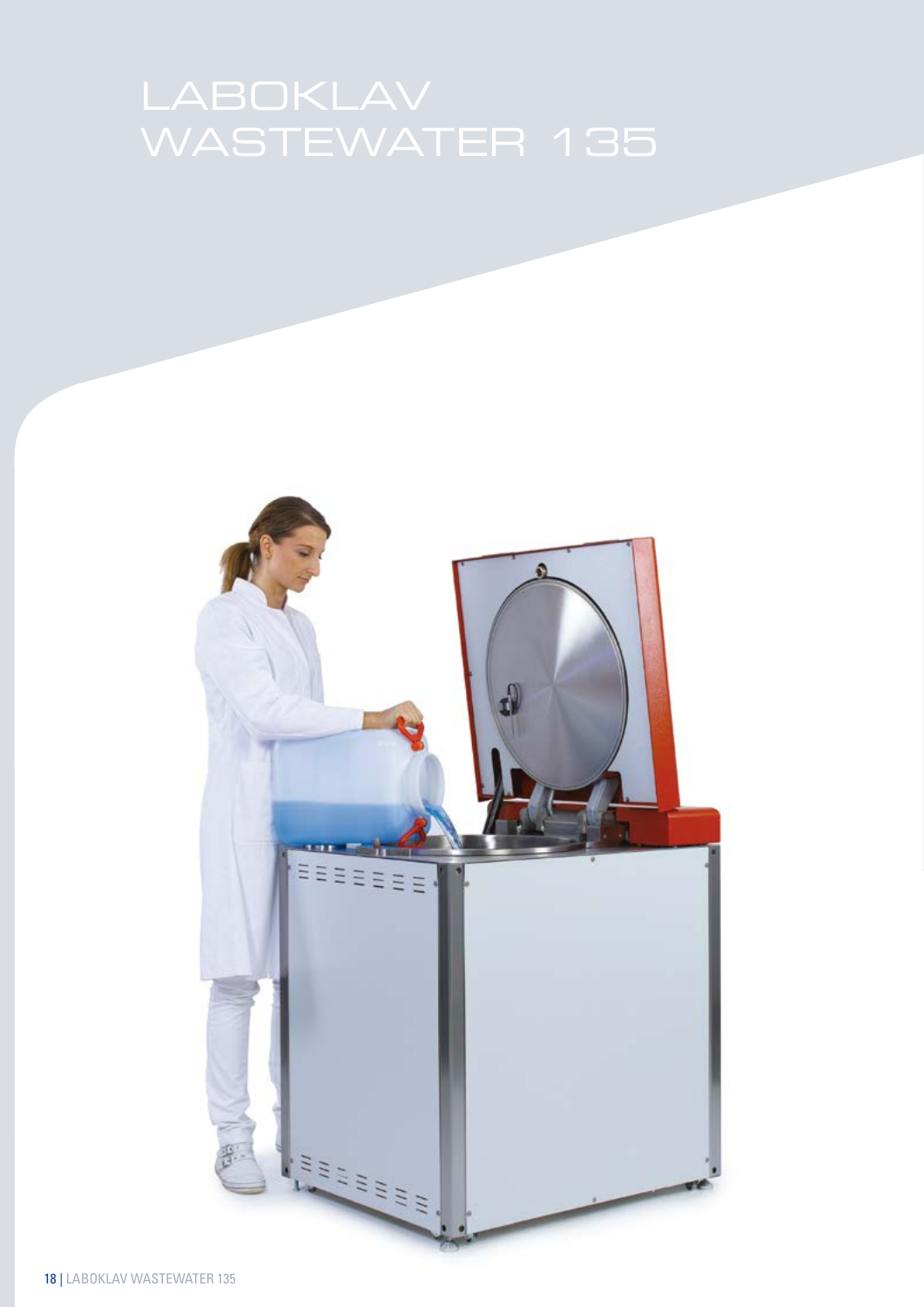# LABOKLAV WASTEWATER 135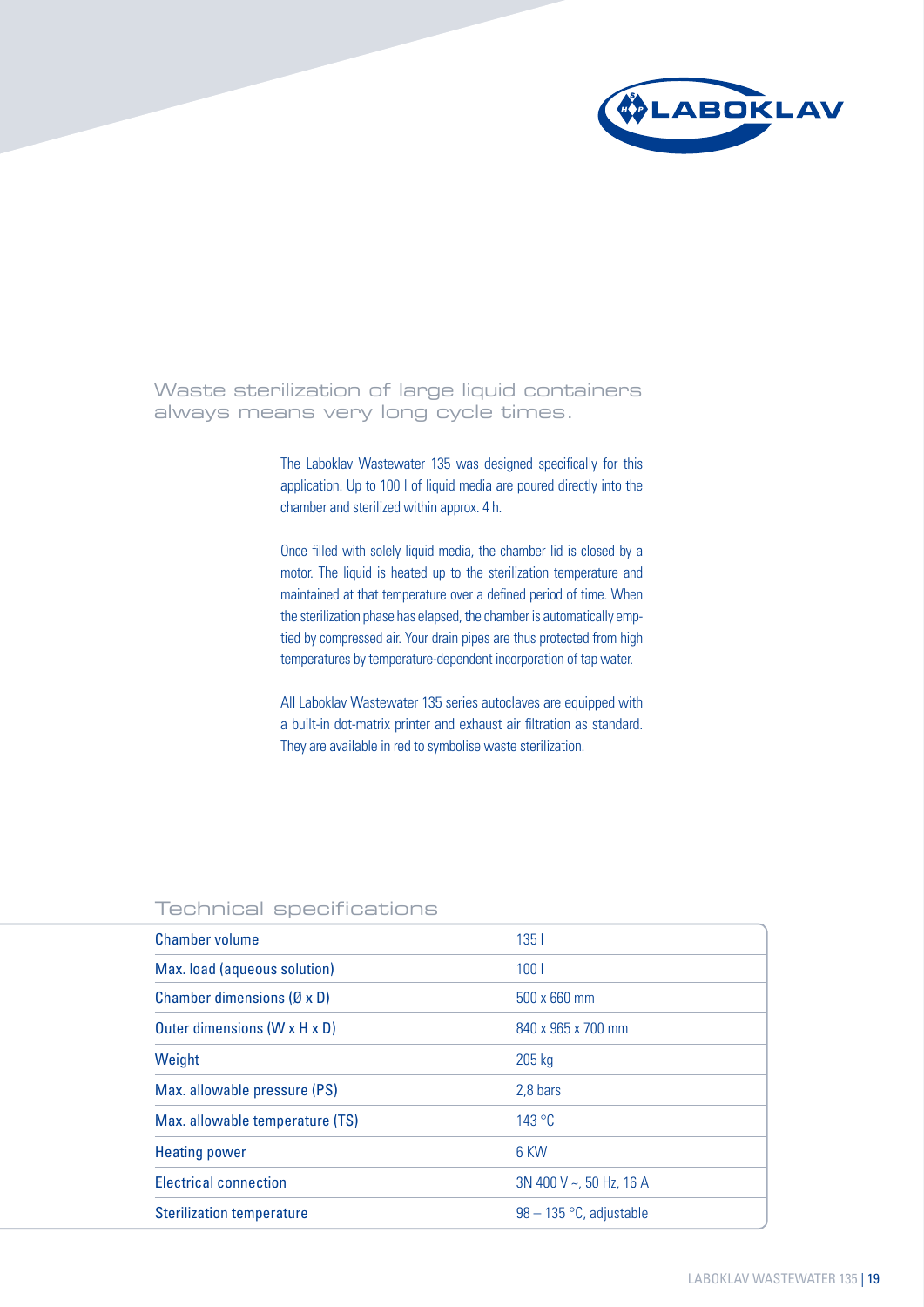## Waste sterilization of large liquid containers always means very long cycle times.

The Laboklav Wastewater 135 was designed specifically for this application. Up to 100 l of liquid media are poured directly into the chamber and sterilized within approx. 4 h.

Once filled with solely liquid media, the chamber lid is closed by a motor. The liquid is heated up to the sterilization temperature and maintained at that temperature over a defined period of time. When the sterilization phase has elapsed, the chamber is automatically emptied by compressed air. Your drain pipes are thus protected from high temperatures by temperature-dependent incorporation of tap water.

All Laboklav Wastewater 135 series autoclaves are equipped with a built-in dot-matrix printer and exhaust air filtration as standard. They are available in red to symbolise waste sterilization.

## Technical specifications

| | |
|---|---|
| Chamber volume | 135 l |
| Max. load (aqueous solution) | 100 l |
| Chamber dimensions (Ø x D) | 500 x 660 mm |
| Outer dimensions (W x H x D) | 840 x 965 x 700 mm |
| Weight | 205 kg |
| Max. allowable pressure (PS) | 2,8 bars |
| Max. allowable temperature (TS) | 143 °C |
| Heating power | 6 KW |
| Electrical connection | 3N 400 V ~, 50 Hz, 16 A |
| Sterilization temperature | 98 – 135 °C, adjustable |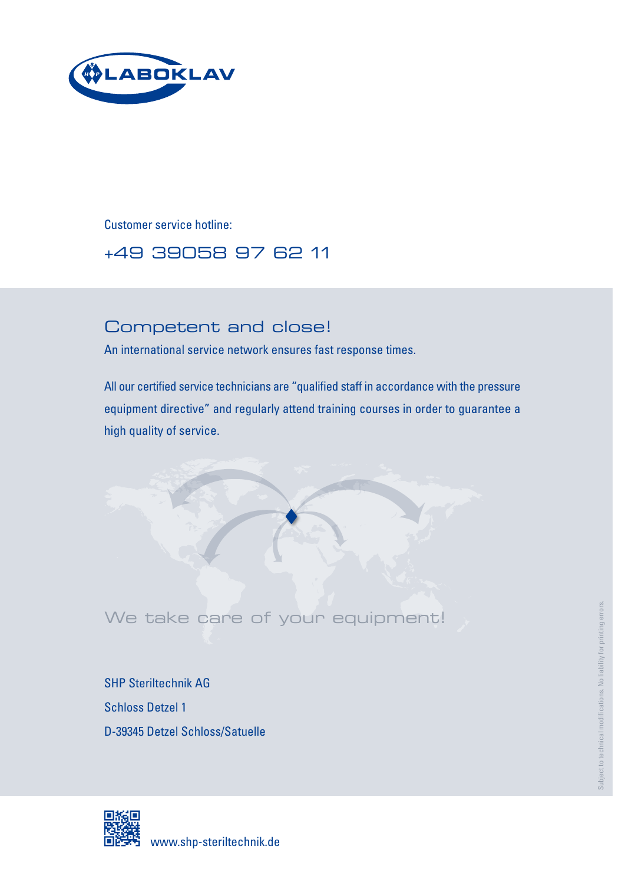LABOKLAV

Customer service hotline:

+49 39058 97 62 11

## Competent and close!

An international service network ensures fast response times.

All our certified service technicians are "qualified staff in accordance with the pressure equipment directive" and regularly attend training courses in order to guarantee a high quality of service.

We take care of your equipment!

SHP Steriltechnik AG

Schloss Detzel 1

D-39345 Detzel Schloss/Satuelle

www.shp-steriltechnik.de

Subject to technical modifications. No liability for printing errors.